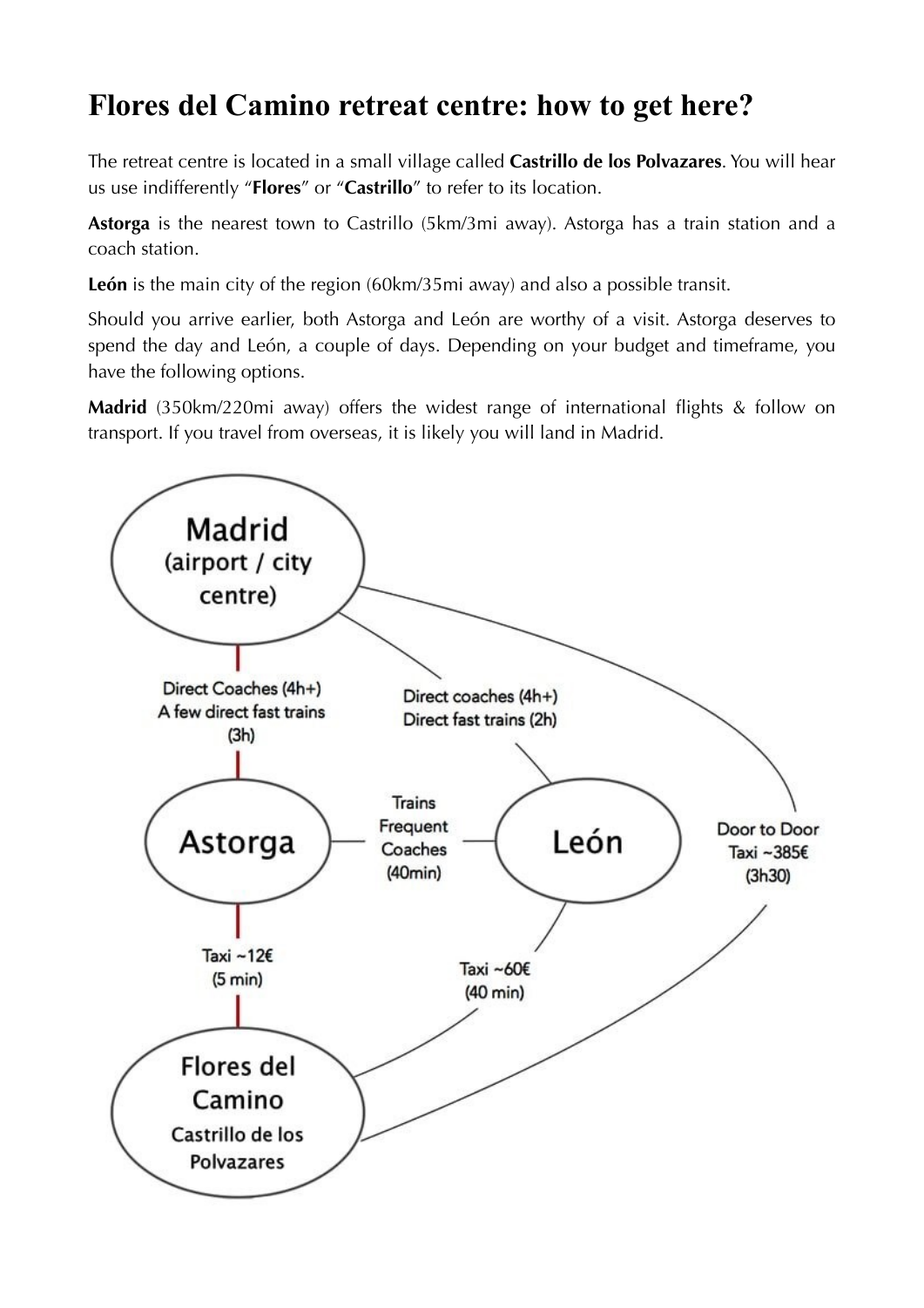# Flores del Camino retreat centre: how to get here?

The retreat centre is located in a small village called **Castrillo de los Polvazares**. You will hear us use indifferently "**Flores**" or "**Castrillo**" to refer to its location.

**Astorga** is the nearest town to Castrillo (5km/3mi away). Astorga has a train station and a coach station.

**León** is the main city of the region (60km/35mi away) and also a possible transit.

Should you arrive earlier, both Astorga and León are worthy of a visit. Astorga deserves to spend the day and León, a couple of days. Depending on your budget and timeframe, you have the following options.

**Madrid** (350km/220mi away) offers the widest range of international flights & follow on transport. If you travel from overseas, it is likely you will land in Madrid.

Madrid (airport / city centre)

Direct Coaches (4h+)
A few direct fast trains (3h)

Direct coaches (4h+)
Direct fast trains (2h)

Astorga

Trains
Frequent
Coaches
(40min)

León

Door to Door
Taxi ~385€
(3h30)

Taxi ~12€
(5 min)

Taxi ~60€
(40 min)

Flores del Camino
Castrillo de los Polvazares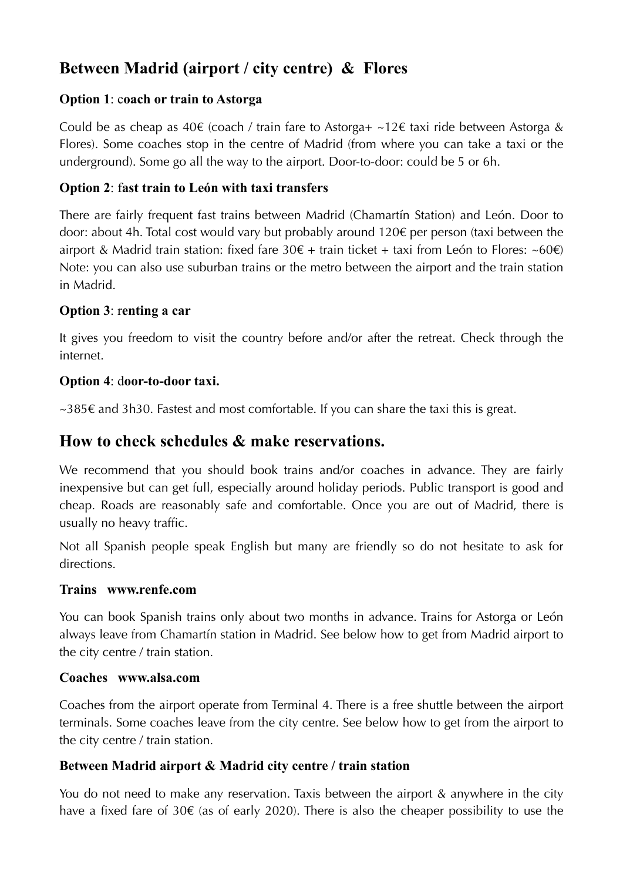## Between Madrid (airport / city centre) & Flores

### Option 1: coach or train to Astorga

Could be as cheap as 40€ (coach / train fare to Astorga+ ~12€ taxi ride between Astorga & Flores). Some coaches stop in the centre of Madrid (from where you can take a taxi or the underground). Some go all the way to the airport. Door-to-door: could be 5 or 6h.

### Option 2: fast train to León with taxi transfers

There are fairly frequent fast trains between Madrid (Chamartín Station) and León. Door to door: about 4h. Total cost would vary but probably around 120€ per person (taxi between the airport & Madrid train station: fixed fare 30€ + train ticket + taxi from León to Flores: ~60€) Note: you can also use suburban trains or the metro between the airport and the train station in Madrid.

### Option 3: renting a car

It gives you freedom to visit the country before and/or after the retreat. Check through the internet.

### Option 4: door-to-door taxi.

~385€ and 3h30. Fastest and most comfortable. If you can share the taxi this is great.

## How to check schedules & make reservations.

We recommend that you should book trains and/or coaches in advance. They are fairly inexpensive but can get full, especially around holiday periods. Public transport is good and cheap. Roads are reasonably safe and comfortable. Once you are out of Madrid, there is usually no heavy traffic.

Not all Spanish people speak English but many are friendly so do not hesitate to ask for directions.

### Trains www.renfe.com

You can book Spanish trains only about two months in advance. Trains for Astorga or León always leave from Chamartín station in Madrid. See below how to get from Madrid airport to the city centre / train station.

### Coaches www.alsa.com

Coaches from the airport operate from Terminal 4. There is a free shuttle between the airport terminals. Some coaches leave from the city centre. See below how to get from the airport to the city centre / train station.

### Between Madrid airport & Madrid city centre / train station

You do not need to make any reservation. Taxis between the airport & anywhere in the city have a fixed fare of 30€ (as of early 2020). There is also the cheaper possibility to use the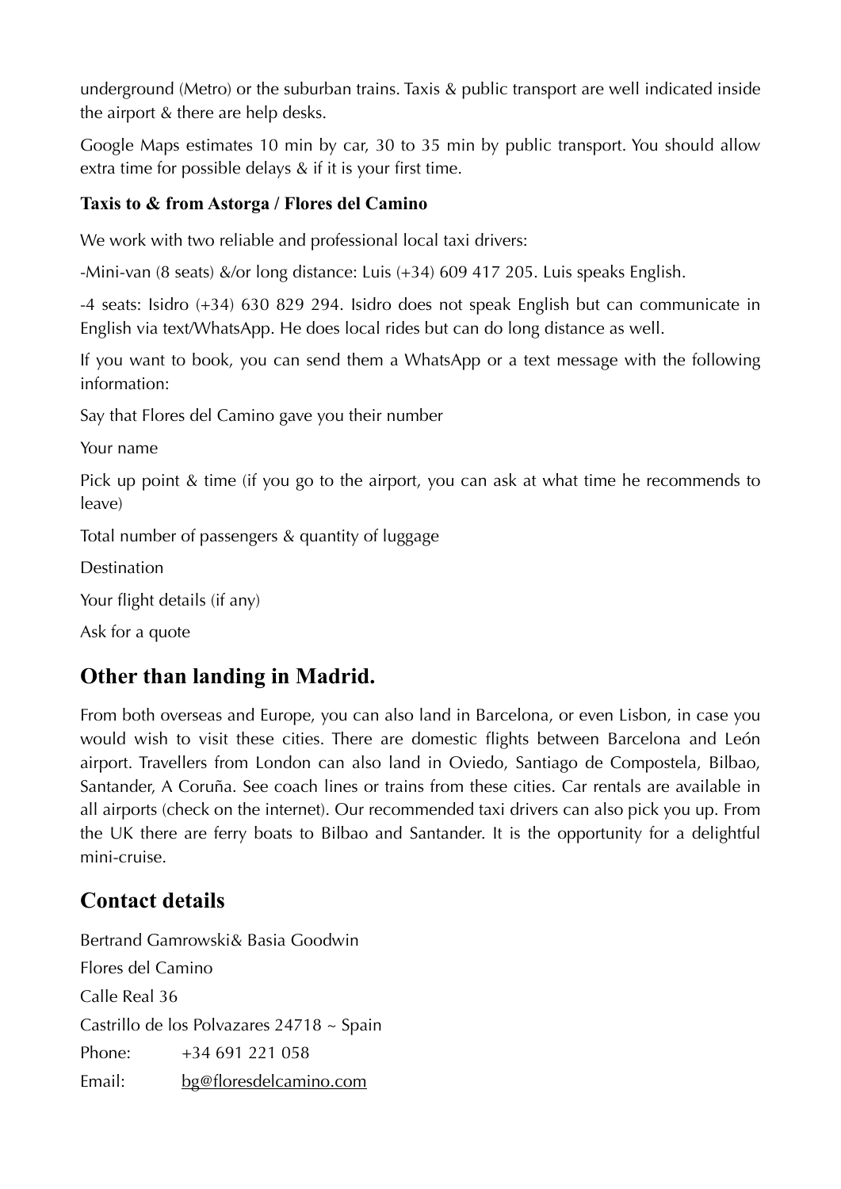underground (Metro) or the suburban trains. Taxis & public transport are well indicated inside the airport & there are help desks.

Google Maps estimates 10 min by car, 30 to 35 min by public transport. You should allow extra time for possible delays & if it is your first time.

### Taxis to & from Astorga / Flores del Camino

We work with two reliable and professional local taxi drivers:

-Mini-van (8 seats) &/or long distance: Luis (+34) 609 417 205. Luis speaks English.

-4 seats: Isidro (+34) 630 829 294. Isidro does not speak English but can communicate in English via text/WhatsApp. He does local rides but can do long distance as well.

If you want to book, you can send them a WhatsApp or a text message with the following information:

Say that Flores del Camino gave you their number

Your name

Pick up point & time (if you go to the airport, you can ask at what time he recommends to leave)

Total number of passengers & quantity of luggage

Destination

Your flight details (if any)

Ask for a quote

## Other than landing in Madrid.

From both overseas and Europe, you can also land in Barcelona, or even Lisbon, in case you would wish to visit these cities. There are domestic flights between Barcelona and León airport. Travellers from London can also land in Oviedo, Santiago de Compostela, Bilbao, Santander, A Coruña. See coach lines or trains from these cities. Car rentals are available in all airports (check on the internet). Our recommended taxi drivers can also pick you up. From the UK there are ferry boats to Bilbao and Santander. It is the opportunity for a delightful mini-cruise.

## Contact details

Bertrand Gamrowski& Basia Goodwin

Flores del Camino

Calle Real 36

Castrillo de los Polvazares 24718 ~ Spain

Phone: +34 691 221 058

Email: bg@floresdelcamino.com